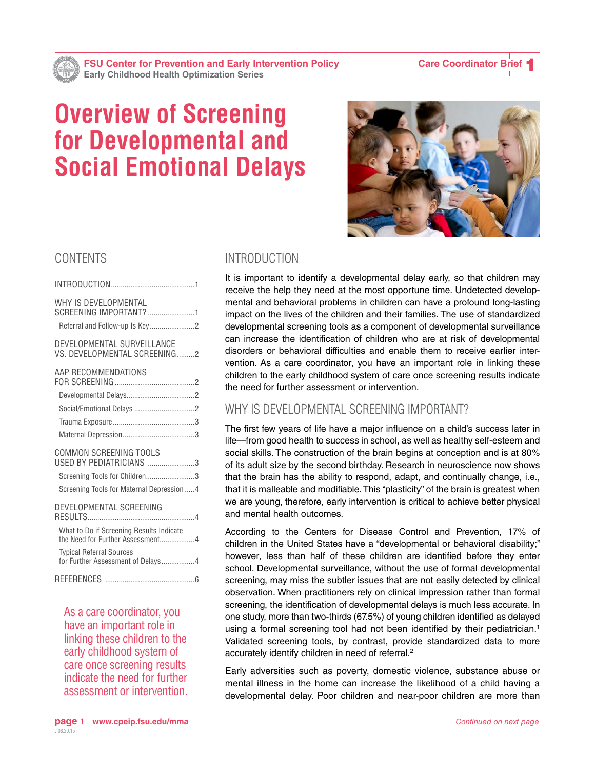FSU Center for Prevention and Early Intervention Policy
Early Childhood Health Optimization Series

Care Coordinator Brief 1

# Overview of Screening for Developmental and Social Emotional Delays

## CONTENTS

- INTRODUCTION.....1
- WHY IS DEVELOPMENTAL SCREENING IMPORTANT?.....1
  - Referral and Follow-up Is Key.....2
- DEVELOPMENTAL SURVEILLANCE VS. DEVELOPMENTAL SCREENING.....2
- AAP RECOMMENDATIONS FOR SCREENING.....2
  - Developmental Delays.....2
  - Social/Emotional Delays.....2
  - Trauma Exposure.....3
  - Maternal Depression.....3
- COMMON SCREENING TOOLS USED BY PEDIATRICIANS.....3
  - Screening Tools for Children.....3
  - Screening Tools for Maternal Depression.....4
- DEVELOPMENTAL SCREENING RESULTS.....4
  - What to Do if Screening Results Indicate the Need for Further Assessment.....4
  - Typical Referral Sources for Further Assessment of Delays.....4
- REFERENCES.....6

> As a care coordinator, you have an important role in linking these children to the early childhood system of care once screening results indicate the need for further assessment or intervention.

## INTRODUCTION

It is important to identify a developmental delay early, so that children may receive the help they need at the most opportune time. Undetected developmental and behavioral problems in children can have a profound long-lasting impact on the lives of the children and their families. The use of standardized developmental screening tools as a component of developmental surveillance can increase the identification of children who are at risk of developmental disorders or behavioral difficulties and enable them to receive earlier intervention. As a care coordinator, you have an important role in linking these children to the early childhood system of care once screening results indicate the need for further assessment or intervention.

## WHY IS DEVELOPMENTAL SCREENING IMPORTANT?

The first few years of life have a major influence on a child's success later in life—from good health to success in school, as well as healthy self-esteem and social skills. The construction of the brain begins at conception and is at 80% of its adult size by the second birthday. Research in neuroscience now shows that the brain has the ability to respond, adapt, and continually change, i.e., that it is malleable and modifiable. This "plasticity" of the brain is greatest when we are young, therefore, early intervention is critical to achieve better physical and mental health outcomes.

According to the Centers for Disease Control and Prevention, 17% of children in the United States have a "developmental or behavioral disability;" however, less than half of these children are identified before they enter school. Developmental surveillance, without the use of formal developmental screening, may miss the subtler issues that are not easily detected by clinical observation. When practitioners rely on clinical impression rather than formal screening, the identification of developmental delays is much less accurate. In one study, more than two-thirds (67.5%) of young children identified as delayed using a formal screening tool had not been identified by their pediatrician.[1] Validated screening tools, by contrast, provide standardized data to more accurately identify children in need of referral.[2]

Early adversities such as poverty, domestic violence, substance abuse or mental illness in the home can increase the likelihood of a child having a developmental delay. Poor children and near-poor children are more than

*Continued on next page*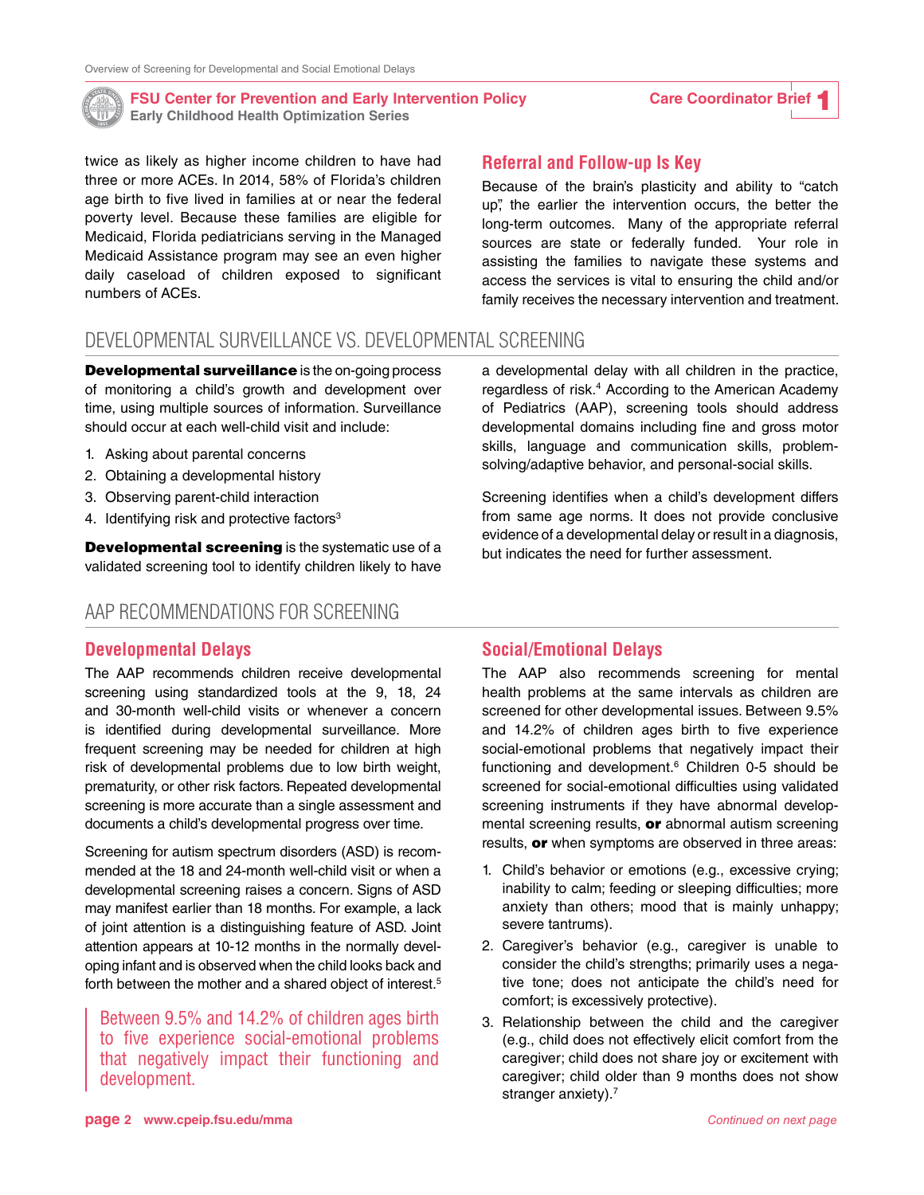twice as likely as higher income children to have had three or more ACEs. In 2014, 58% of Florida's children age birth to five lived in families at or near the federal poverty level. Because these families are eligible for Medicaid, Florida pediatricians serving in the Managed Medicaid Assistance program may see an even higher daily caseload of children exposed to significant numbers of ACEs.

### Referral and Follow-up Is Key

Because of the brain's plasticity and ability to "catch up", the earlier the intervention occurs, the better the long-term outcomes. Many of the appropriate referral sources are state or federally funded. Your role in assisting the families to navigate these systems and access the services is vital to ensuring the child and/or family receives the necessary intervention and treatment.

## DEVELOPMENTAL SURVEILLANCE VS. DEVELOPMENTAL SCREENING

**Developmental surveillance** is the on-going process of monitoring a child's growth and development over time, using multiple sources of information. Surveillance should occur at each well-child visit and include:

1. Asking about parental concerns
2. Obtaining a developmental history
3. Observing parent-child interaction
4. Identifying risk and protective factors[3]

**Developmental screening** is the systematic use of a validated screening tool to identify children likely to have a developmental delay with all children in the practice, regardless of risk.[4] According to the American Academy of Pediatrics (AAP), screening tools should address developmental domains including fine and gross motor skills, language and communication skills, problem-solving/adaptive behavior, and personal-social skills.

Screening identifies when a child's development differs from same age norms. It does not provide conclusive evidence of a developmental delay or result in a diagnosis, but indicates the need for further assessment.

## AAP RECOMMENDATIONS FOR SCREENING

### Developmental Delays

The AAP recommends children receive developmental screening using standardized tools at the 9, 18, 24 and 30-month well-child visits or whenever a concern is identified during developmental surveillance. More frequent screening may be needed for children at high risk of developmental problems due to low birth weight, prematurity, or other risk factors. Repeated developmental screening is more accurate than a single assessment and documents a child's developmental progress over time.

Screening for autism spectrum disorders (ASD) is recommended at the 18 and 24-month well-child visit or when a developmental screening raises a concern. Signs of ASD may manifest earlier than 18 months. For example, a lack of joint attention is a distinguishing feature of ASD. Joint attention appears at 10-12 months in the normally developing infant and is observed when the child looks back and forth between the mother and a shared object of interest.[5]

> Between 9.5% and 14.2% of children ages birth to five experience social-emotional problems that negatively impact their functioning and development.

### Social/Emotional Delays

The AAP also recommends screening for mental health problems at the same intervals as children are screened for other developmental issues. Between 9.5% and 14.2% of children ages birth to five experience social-emotional problems that negatively impact their functioning and development.[6] Children 0-5 should be screened for social-emotional difficulties using validated screening instruments if they have abnormal developmental screening results, **or** abnormal autism screening results, **or** when symptoms are observed in three areas:

1. Child's behavior or emotions (e.g., excessive crying; inability to calm; feeding or sleeping difficulties; more anxiety than others; mood that is mainly unhappy; severe tantrums).
2. Caregiver's behavior (e.g., caregiver is unable to consider the child's strengths; primarily uses a negative tone; does not anticipate the child's need for comfort; is excessively protective).
3. Relationship between the child and the caregiver (e.g., child does not effectively elicit comfort from the caregiver; child does not share joy or excitement with caregiver; child older than 9 months does not show stranger anxiety).[7]

*Continued on next page*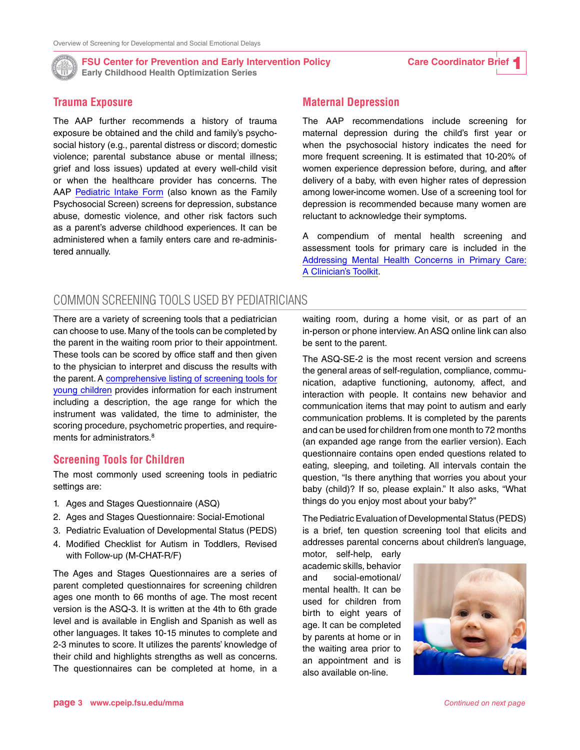## Trauma Exposure

The AAP further recommends a history of trauma exposure be obtained and the child and family's psycho-social history (e.g., parental distress or discord; domestic violence; parental substance abuse or mental illness; grief and loss issues) updated at every well-child visit or when the healthcare provider has concerns. The AAP Pediatric Intake Form (also known as the Family Psychosocial Screen) screens for depression, substance abuse, domestic violence, and other risk factors such as a parent's adverse childhood experiences. It can be administered when a family enters care and re-administered annually.

## Maternal Depression

The AAP recommendations include screening for maternal depression during the child's first year or when the psychosocial history indicates the need for more frequent screening. It is estimated that 10-20% of women experience depression before, during, and after delivery of a baby, with even higher rates of depression among lower-income women. Use of a screening tool for depression is recommended because many women are reluctant to acknowledge their symptoms.

A compendium of mental health screening and assessment tools for primary care is included in the Addressing Mental Health Concerns in Primary Care: A Clinician's Toolkit.

# COMMON SCREENING TOOLS USED BY PEDIATRICIANS

There are a variety of screening tools that a pediatrician can choose to use. Many of the tools can be completed by the parent in the waiting room prior to their appointment. These tools can be scored by office staff and then given to the physician to interpret and discuss the results with the parent. A comprehensive listing of screening tools for young children provides information for each instrument including a description, the age range for which the instrument was validated, the time to administer, the scoring procedure, psychometric properties, and requirements for administrators.[8]

## Screening Tools for Children

The most commonly used screening tools in pediatric settings are:

1. Ages and Stages Questionnaire (ASQ)
2. Ages and Stages Questionnaire: Social-Emotional
3. Pediatric Evaluation of Developmental Status (PEDS)
4. Modified Checklist for Autism in Toddlers, Revised with Follow-up (M-CHAT-R/F)

The Ages and Stages Questionnaires are a series of parent completed questionnaires for screening children ages one month to 66 months of age. The most recent version is the ASQ-3. It is written at the 4th to 6th grade level and is available in English and Spanish as well as other languages. It takes 10-15 minutes to complete and 2-3 minutes to score. It utilizes the parents' knowledge of their child and highlights strengths as well as concerns. The questionnaires can be completed at home, in a waiting room, during a home visit, or as part of an in-person or phone interview. An ASQ online link can also be sent to the parent.

The ASQ-SE-2 is the most recent version and screens the general areas of self-regulation, compliance, communication, adaptive functioning, autonomy, affect, and interaction with people. It contains new behavior and communication items that may point to autism and early communication problems. It is completed by the parents and can be used for children from one month to 72 months (an expanded age range from the earlier version). Each questionnaire contains open ended questions related to eating, sleeping, and toileting. All intervals contain the question, "Is there anything that worries you about your baby (child)? If so, please explain." It also asks, "What things do you enjoy most about your baby?"

The Pediatric Evaluation of Developmental Status (PEDS) is a brief, ten question screening tool that elicits and addresses parental concerns about children's language, motor, self-help, early academic skills, behavior and social-emotional/mental health. It can be used for children from birth to eight years of age. It can be completed by parents at home or in the waiting area prior to an appointment and is also available on-line.

*Continued on next page*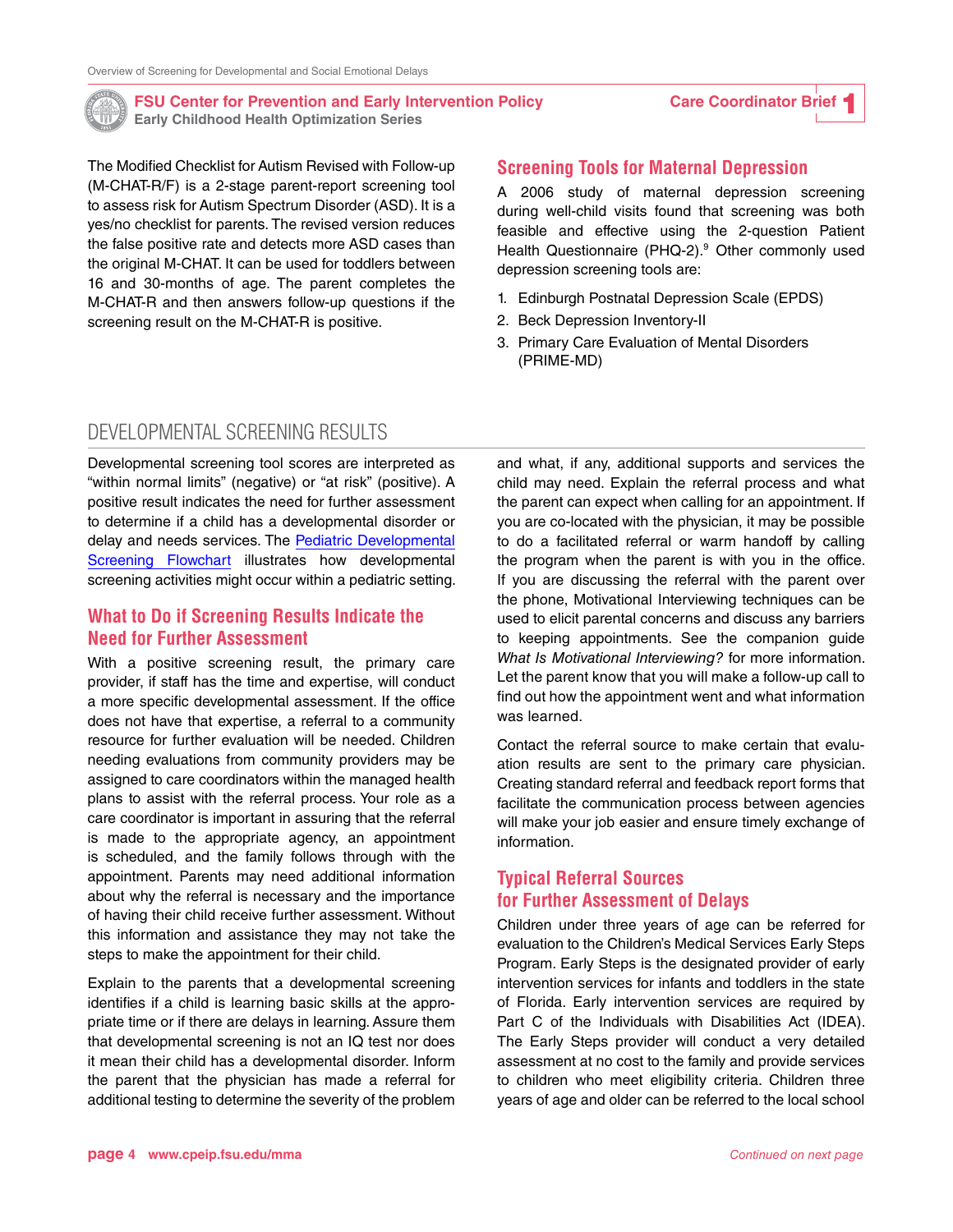The Modified Checklist for Autism Revised with Follow-up (M-CHAT-R/F) is a 2-stage parent-report screening tool to assess risk for Autism Spectrum Disorder (ASD). It is a yes/no checklist for parents. The revised version reduces the false positive rate and detects more ASD cases than the original M-CHAT. It can be used for toddlers between 16 and 30-months of age. The parent completes the M-CHAT-R and then answers follow-up questions if the screening result on the M-CHAT-R is positive.

### Screening Tools for Maternal Depression

A 2006 study of maternal depression screening during well-child visits found that screening was both feasible and effective using the 2-question Patient Health Questionnaire (PHQ-2).[9] Other commonly used depression screening tools are:

1. Edinburgh Postnatal Depression Scale (EPDS)
2. Beck Depression Inventory-II
3. Primary Care Evaluation of Mental Disorders (PRIME-MD)

## DEVELOPMENTAL SCREENING RESULTS

Developmental screening tool scores are interpreted as "within normal limits" (negative) or "at risk" (positive). A positive result indicates the need for further assessment to determine if a child has a developmental disorder or delay and needs services. The Pediatric Developmental Screening Flowchart illustrates how developmental screening activities might occur within a pediatric setting.

### What to Do if Screening Results Indicate the Need for Further Assessment

With a positive screening result, the primary care provider, if staff has the time and expertise, will conduct a more specific developmental assessment. If the office does not have that expertise, a referral to a community resource for further evaluation will be needed. Children needing evaluations from community providers may be assigned to care coordinators within the managed health plans to assist with the referral process. Your role as a care coordinator is important in assuring that the referral is made to the appropriate agency, an appointment is scheduled, and the family follows through with the appointment. Parents may need additional information about why the referral is necessary and the importance of having their child receive further assessment. Without this information and assistance they may not take the steps to make the appointment for their child.

Explain to the parents that a developmental screening identifies if a child is learning basic skills at the appropriate time or if there are delays in learning. Assure them that developmental screening is not an IQ test nor does it mean their child has a developmental disorder. Inform the parent that the physician has made a referral for additional testing to determine the severity of the problem and what, if any, additional supports and services the child may need. Explain the referral process and what the parent can expect when calling for an appointment. If you are co-located with the physician, it may be possible to do a facilitated referral or warm handoff by calling the program when the parent is with you in the office. If you are discussing the referral with the parent over the phone, Motivational Interviewing techniques can be used to elicit parental concerns and discuss any barriers to keeping appointments. See the companion guide *What Is Motivational Interviewing?* for more information. Let the parent know that you will make a follow-up call to find out how the appointment went and what information was learned.

Contact the referral source to make certain that evaluation results are sent to the primary care physician. Creating standard referral and feedback report forms that facilitate the communication process between agencies will make your job easier and ensure timely exchange of information.

### Typical Referral Sources for Further Assessment of Delays

Children under three years of age can be referred for evaluation to the Children's Medical Services Early Steps Program. Early Steps is the designated provider of early intervention services for infants and toddlers in the state of Florida. Early intervention services are required by Part C of the Individuals with Disabilities Act (IDEA). The Early Steps provider will conduct a very detailed assessment at no cost to the family and provide services to children who meet eligibility criteria. Children three years of age and older can be referred to the local school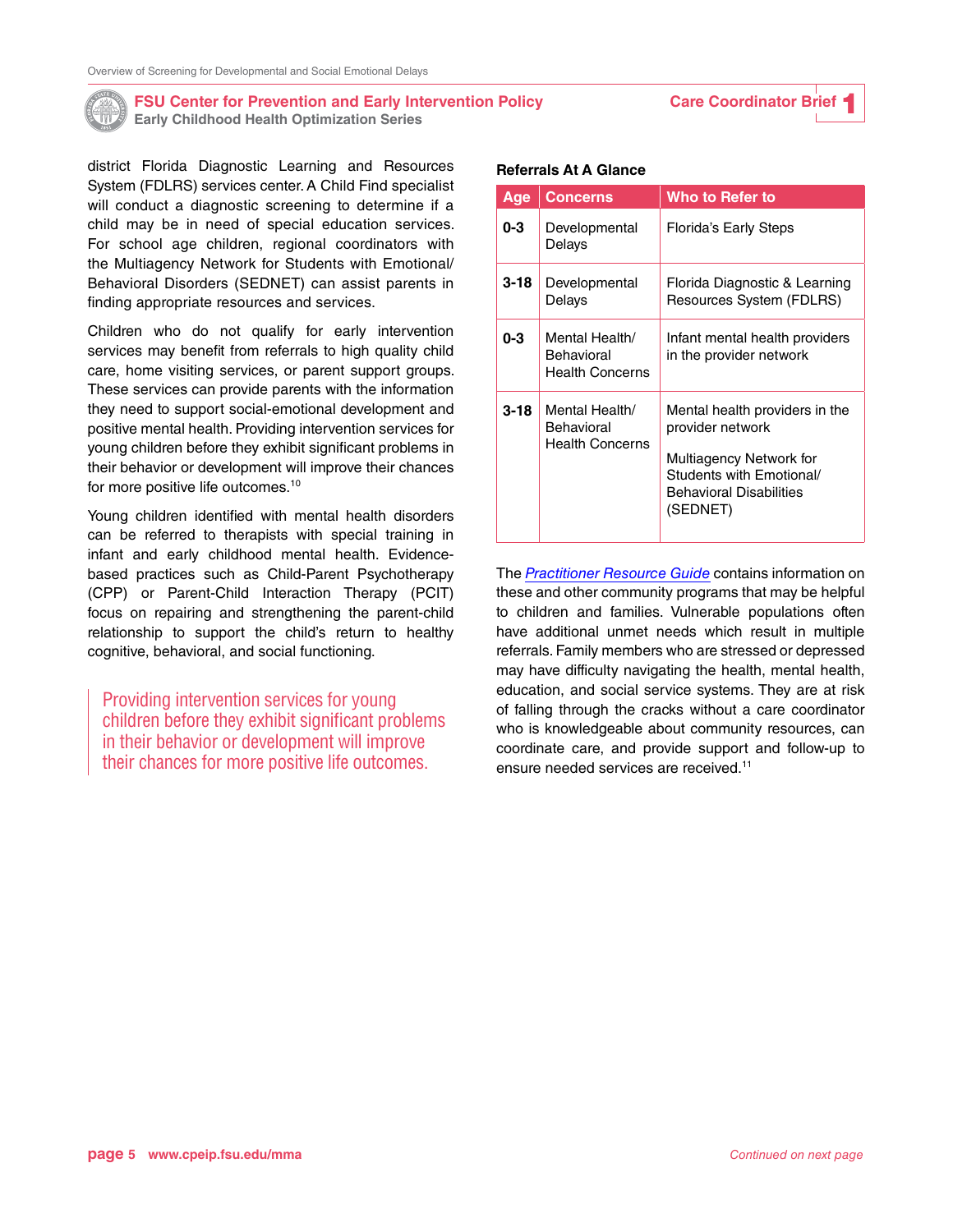district Florida Diagnostic Learning and Resources System (FDLRS) services center. A Child Find specialist will conduct a diagnostic screening to determine if a child may be in need of special education services. For school age children, regional coordinators with the Multiagency Network for Students with Emotional/ Behavioral Disorders (SEDNET) can assist parents in finding appropriate resources and services.

Children who do not qualify for early intervention services may benefit from referrals to high quality child care, home visiting services, or parent support groups. These services can provide parents with the information they need to support social-emotional development and positive mental health. Providing intervention services for young children before they exhibit significant problems in their behavior or development will improve their chances for more positive life outcomes.[10]

Young children identified with mental health disorders can be referred to therapists with special training in infant and early childhood mental health. Evidence-based practices such as Child-Parent Psychotherapy (CPP) or Parent-Child Interaction Therapy (PCIT) focus on repairing and strengthening the parent-child relationship to support the child's return to healthy cognitive, behavioral, and social functioning.

> Providing intervention services for young children before they exhibit significant problems in their behavior or development will improve their chances for more positive life outcomes.

**Referrals At A Glance**

| Age | Concerns | Who to Refer to |
|---|---|---|
| **0-3** | Developmental Delays | Florida's Early Steps |
| **3-18** | Developmental Delays | Florida Diagnostic & Learning Resources System (FDLRS) |
| **0-3** | Mental Health/ Behavioral Health Concerns | Infant mental health providers in the provider network |
| **3-18** | Mental Health/ Behavioral Health Concerns | Mental health providers in the provider network<br><br>Multiagency Network for Students with Emotional/ Behavioral Disabilities (SEDNET) |

The *Practitioner Resource Guide* contains information on these and other community programs that may be helpful to children and families. Vulnerable populations often have additional unmet needs which result in multiple referrals. Family members who are stressed or depressed may have difficulty navigating the health, mental health, education, and social service systems. They are at risk of falling through the cracks without a care coordinator who is knowledgeable about community resources, can coordinate care, and provide support and follow-up to ensure needed services are received.[11]

*Continued on next page*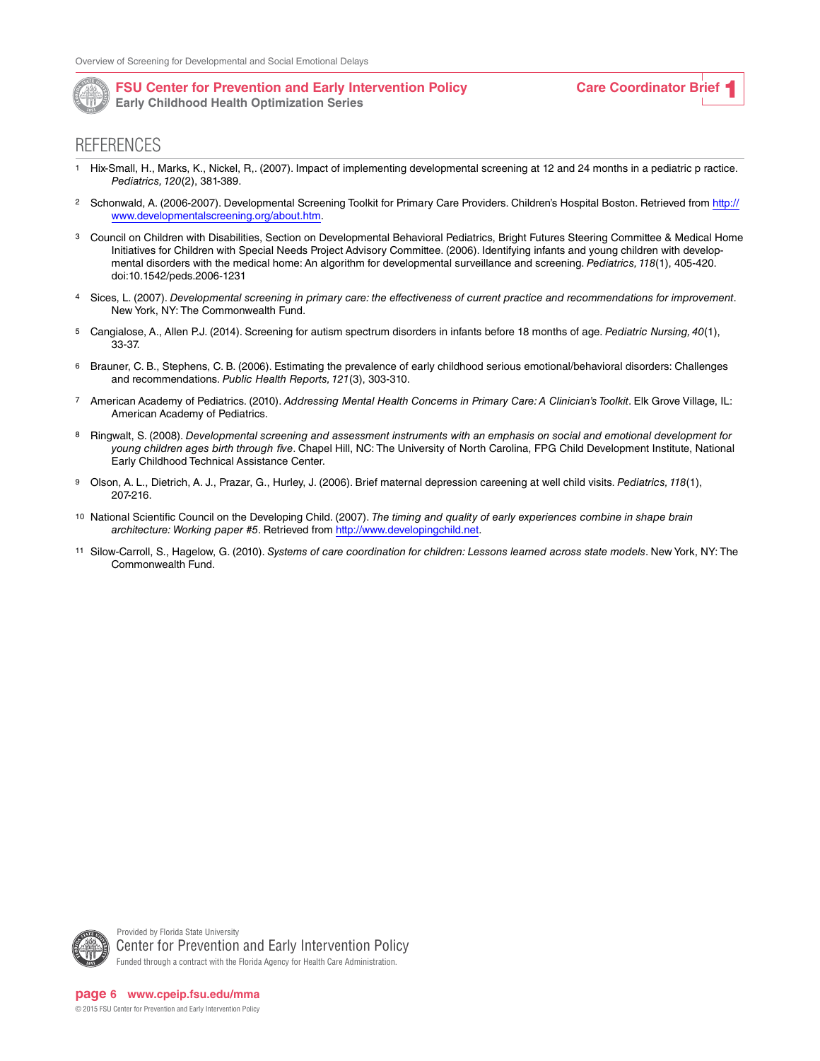# REFERENCES

1. Hix-Small, H., Marks, K., Nickel, R,. (2007). Impact of implementing developmental screening at 12 and 24 months in a pediatric p ractice. *Pediatrics, 120*(2), 381-389.

2. Schonwald, A. (2006-2007). Developmental Screening Toolkit for Primary Care Providers. Children's Hospital Boston. Retrieved from http://www.developmentalscreening.org/about.htm.

3. Council on Children with Disabilities, Section on Developmental Behavioral Pediatrics, Bright Futures Steering Committee & Medical Home Initiatives for Children with Special Needs Project Advisory Committee. (2006). Identifying infants and young children with developmental disorders with the medical home: An algorithm for developmental surveillance and screening. *Pediatrics, 118*(1), 405-420. doi:10.1542/peds.2006-1231

4. Sices, L. (2007). *Developmental screening in primary care: the effectiveness of current practice and recommendations for improvement*. New York, NY: The Commonwealth Fund.

5. Cangialose, A., Allen P.J. (2014). Screening for autism spectrum disorders in infants before 18 months of age. *Pediatric Nursing, 40*(1), 33-37.

6. Brauner, C. B., Stephens, C. B. (2006). Estimating the prevalence of early childhood serious emotional/behavioral disorders: Challenges and recommendations. *Public Health Reports, 121*(3), 303-310.

7. American Academy of Pediatrics. (2010). *Addressing Mental Health Concerns in Primary Care: A Clinician's Toolkit*. Elk Grove Village, IL: American Academy of Pediatrics.

8. Ringwalt, S. (2008). *Developmental screening and assessment instruments with an emphasis on social and emotional development for young children ages birth through five*. Chapel Hill, NC: The University of North Carolina, FPG Child Development Institute, National Early Childhood Technical Assistance Center.

9. Olson, A. L., Dietrich, A. J., Prazar, G., Hurley, J. (2006). Brief maternal depression careening at well child visits. *Pediatrics, 118*(1), 207-216.

10. National Scientific Council on the Developing Child. (2007). *The timing and quality of early experiences combine in shape brain architecture: Working paper #5*. Retrieved from http://www.developingchild.net.

11. Silow-Carroll, S., Hagelow, G. (2010). *Systems of care coordination for children: Lessons learned across state models*. New York, NY: The Commonwealth Fund.

Provided by Florida State University
Center for Prevention and Early Intervention Policy
Funded through a contract with the Florida Agency for Health Care Administration.

www.cpeip.fsu.edu/mma

© 2015 FSU Center for Prevention and Early Intervention Policy